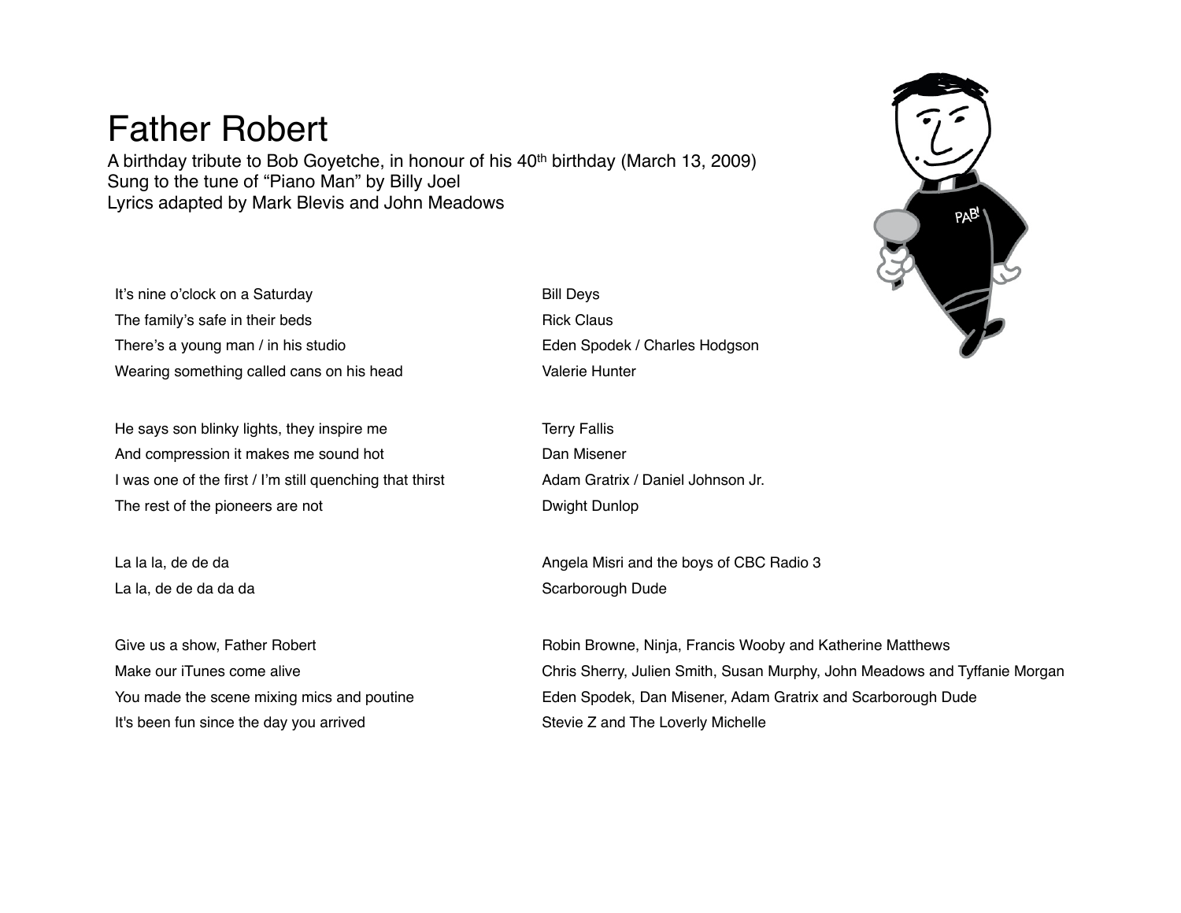# Father Robert

A birthday tribute to Bob Goyetche, in honour of his 40th birthday (March 13, 2009)
Sung to the tune of "Piano Man" by Billy Joel
Lyrics adapted by Mark Blevis and John Meadows

| Lyrics | Singer(s) |
|---|---|
| It's nine o'clock on a Saturday | Bill Deys |
| The family's safe in their beds | Rick Claus |
| There's a young man / in his studio | Eden Spodek / Charles Hodgson |
| Wearing something called cans on his head | Valerie Hunter |
| | |
| He says son blinky lights, they inspire me | Terry Fallis |
| And compression it makes me sound hot | Dan Misener |
| I was one of the first / I'm still quenching that thirst | Adam Gratrix / Daniel Johnson Jr. |
| The rest of the pioneers are not | Dwight Dunlop |
| | |
| La la la, de de da | Angela Misri and the boys of CBC Radio 3 |
| La la, de de da da da | Scarborough Dude |
| | |
| Give us a show, Father Robert | Robin Browne, Ninja, Francis Wooby and Katherine Matthews |
| Make our iTunes come alive | Chris Sherry, Julien Smith, Susan Murphy, John Meadows and Tyffanie Morgan |
| You made the scene mixing mics and poutine | Eden Spodek, Dan Misener, Adam Gratrix and Scarborough Dude |
| It's been fun since the day you arrived | Stevie Z and The Loverly Michelle |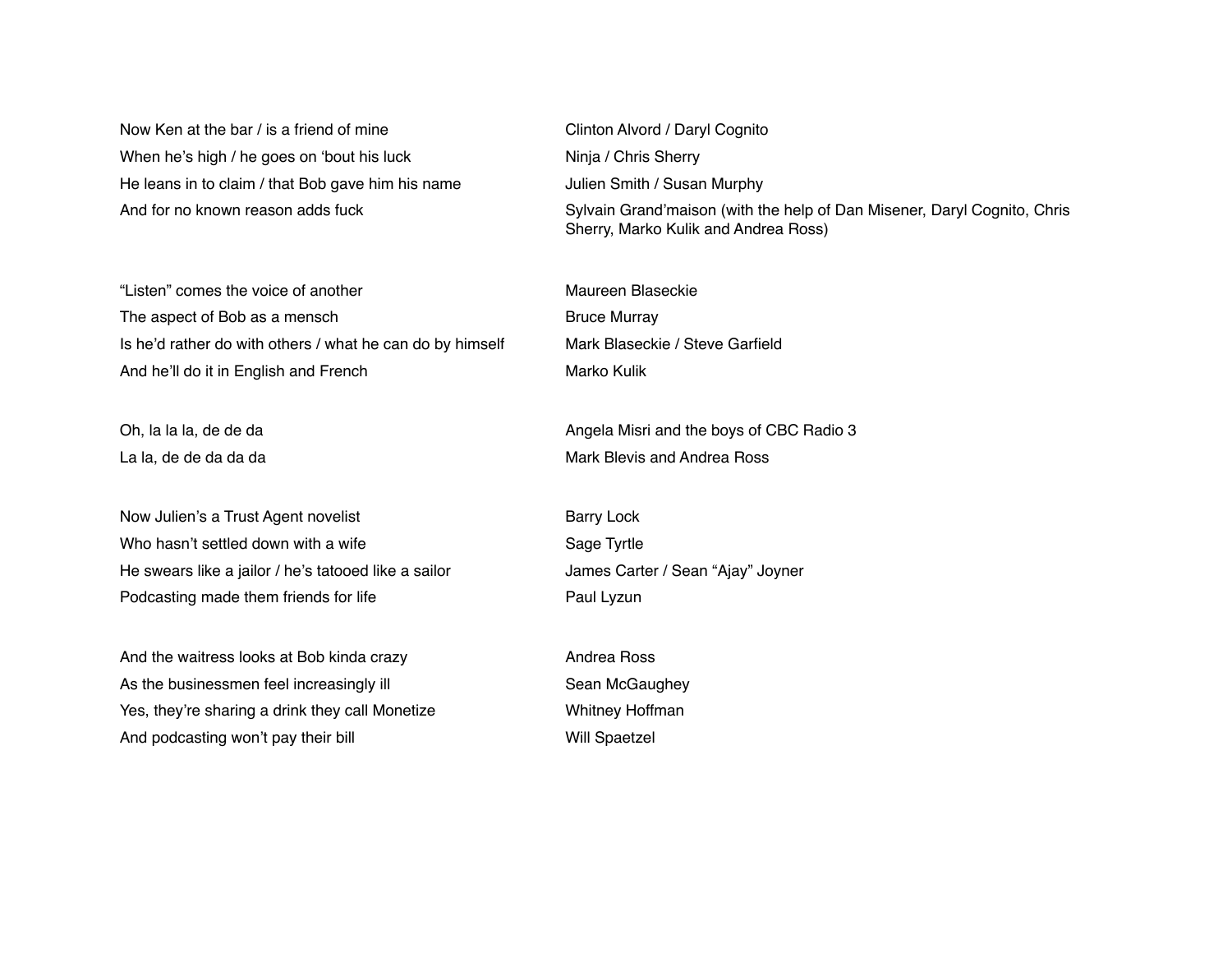| | |
|---|---|
| Now Ken at the bar / is a friend of mine | Clinton Alvord / Daryl Cognito |
| When he's high / he goes on 'bout his luck | Ninja / Chris Sherry |
| He leans in to claim / that Bob gave him his name | Julien Smith / Susan Murphy |
| And for no known reason adds fuck | Sylvain Grand'maison (with the help of Dan Misener, Daryl Cognito, Chris Sherry, Marko Kulik and Andrea Ross) |
| | |
| "Listen" comes the voice of another | Maureen Blaseckie |
| The aspect of Bob as a mensch | Bruce Murray |
| Is he'd rather do with others / what he can do by himself | Mark Blaseckie / Steve Garfield |
| And he'll do it in English and French | Marko Kulik |
| | |
| Oh, la la la, de de da | Angela Misri and the boys of CBC Radio 3 |
| La la, de de da da da | Mark Blevis and Andrea Ross |
| | |
| Now Julien's a Trust Agent novelist | Barry Lock |
| Who hasn't settled down with a wife | Sage Tyrtle |
| He swears like a jailor / he's tatooed like a sailor | James Carter / Sean "Ajay" Joyner |
| Podcasting made them friends for life | Paul Lyzun |
| | |
| And the waitress looks at Bob kinda crazy | Andrea Ross |
| As the businessmen feel increasingly ill | Sean McGaughey |
| Yes, they're sharing a drink they call Monetize | Whitney Hoffman |
| And podcasting won't pay their bill | Will Spaetzel |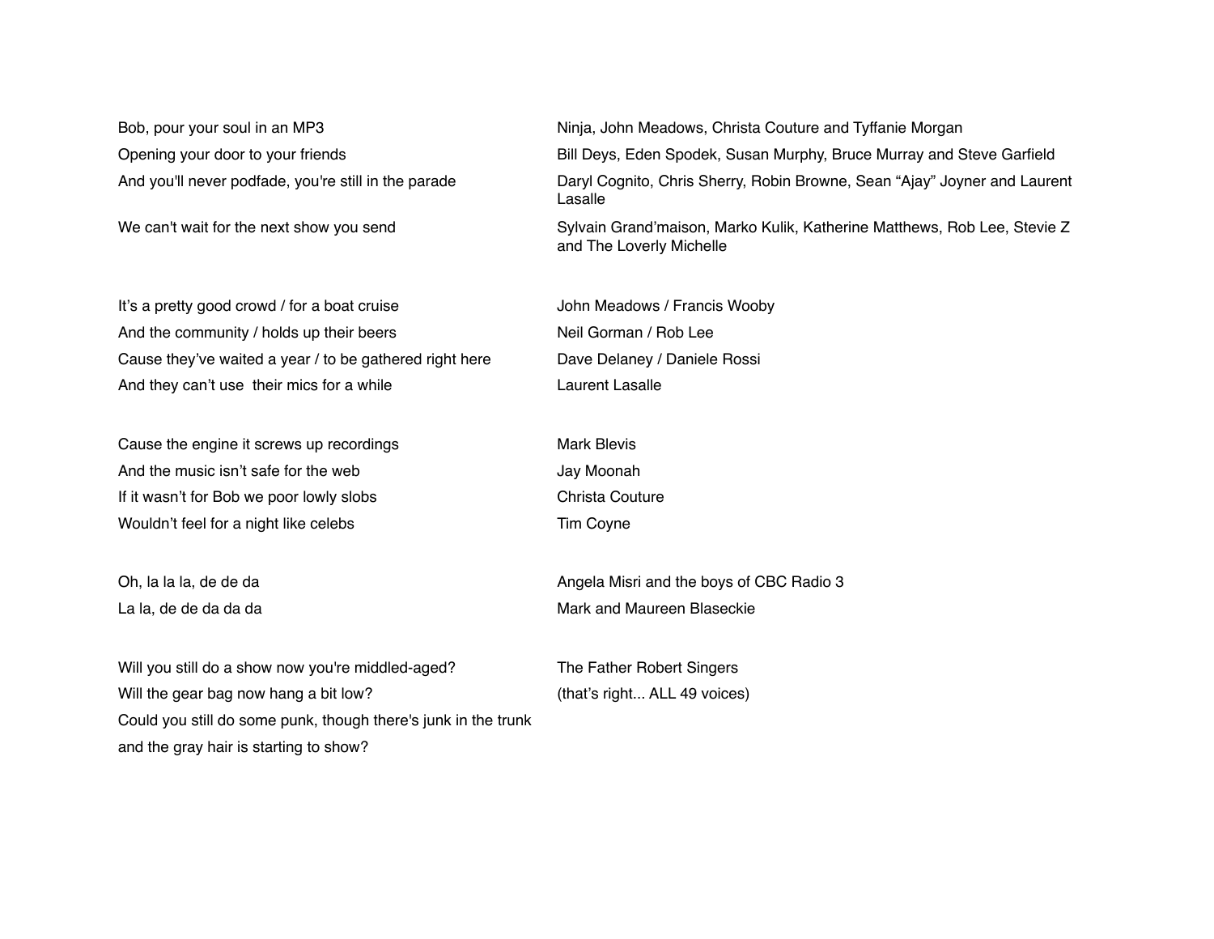| Lyrics | Singers |
|---|---|
| Bob, pour your soul in an MP3 | Ninja, John Meadows, Christa Couture and Tyffanie Morgan |
| Opening your door to your friends | Bill Deys, Eden Spodek, Susan Murphy, Bruce Murray and Steve Garfield |
| And you'll never podfade, you're still in the parade | Daryl Cognito, Chris Sherry, Robin Browne, Sean “Ajay” Joyner and Laurent Lasalle |
| We can't wait for the next show you send | Sylvain Grand’maison, Marko Kulik, Katherine Matthews, Rob Lee, Stevie Z and The Loverly Michelle |
| | |
| It’s a pretty good crowd / for a boat cruise | John Meadows / Francis Wooby |
| And the community / holds up their beers | Neil Gorman / Rob Lee |
| Cause they’ve waited a year / to be gathered right here | Dave Delaney / Daniele Rossi |
| And they can’t use their mics for a while | Laurent Lasalle |
| | |
| Cause the engine it screws up recordings | Mark Blevis |
| And the music isn’t safe for the web | Jay Moonah |
| If it wasn’t for Bob we poor lowly slobs | Christa Couture |
| Wouldn’t feel for a night like celebs | Tim Coyne |
| | |
| Oh, la la la, de de da | Angela Misri and the boys of CBC Radio 3 |
| La la, de de da da da | Mark and Maureen Blaseckie |
| | |
| Will you still do a show now you're middled-aged? | The Father Robert Singers |
| Will the gear bag now hang a bit low? | (that’s right... ALL 49 voices) |
| Could you still do some punk, though there's junk in the trunk | |
| and the gray hair is starting to show? | |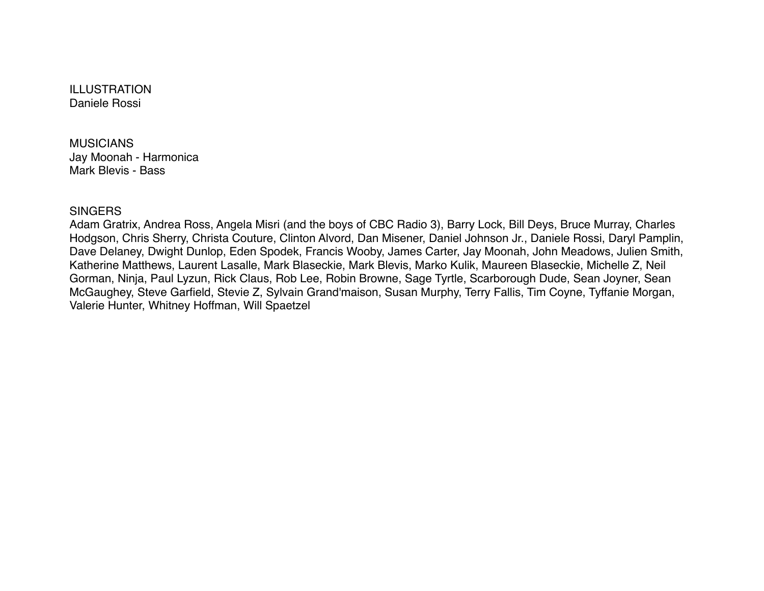## ILLUSTRATION

Daniele Rossi

## MUSICIANS

Jay Moonah - Harmonica
Mark Blevis - Bass

## SINGERS

Adam Gratrix, Andrea Ross, Angela Misri (and the boys of CBC Radio 3), Barry Lock, Bill Deys, Bruce Murray, Charles Hodgson, Chris Sherry, Christa Couture, Clinton Alvord, Dan Misener, Daniel Johnson Jr., Daniele Rossi, Daryl Pamplin, Dave Delaney, Dwight Dunlop, Eden Spodek, Francis Wooby, James Carter, Jay Moonah, John Meadows, Julien Smith, Katherine Matthews, Laurent Lasalle, Mark Blaseckie, Mark Blevis, Marko Kulik, Maureen Blaseckie, Michelle Z, Neil Gorman, Ninja, Paul Lyzun, Rick Claus, Rob Lee, Robin Browne, Sage Tyrtle, Scarborough Dude, Sean Joyner, Sean McGaughey, Steve Garfield, Stevie Z, Sylvain Grand'maison, Susan Murphy, Terry Fallis, Tim Coyne, Tyffanie Morgan, Valerie Hunter, Whitney Hoffman, Will Spaetzel